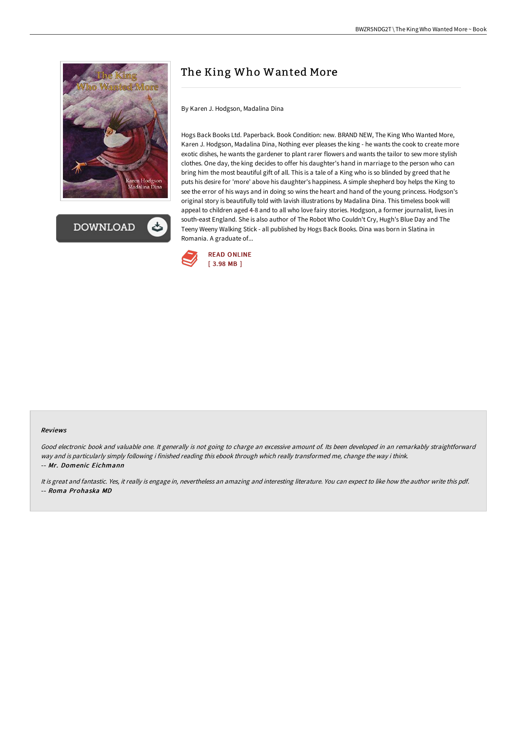# The King Who Wanted More

By Karen J. Hodgson, Madalina Dina

Hogs Back Books Ltd. Paperback. Book Condition: new. BRAND NEW, The King Who Wanted More, Karen J. Hodgson, Madalina Dina, Nothing ever pleases the king - he wants the cook to create more exotic dishes, he wants the gardener to plant rarer flowers and wants the tailor to sew more stylish clothes. One day, the king decides to offer his daughter's hand in marriage to the person who can bring him the most beautiful gift of all. This is a tale of a King who is so blinded by greed that he puts his desire for 'more' above his daughter's happiness. A simple shepherd boy helps the King to see the error of his ways and in doing so wins the heart and hand of the young princess. Hodgson's original story is beautifully told with lavish illustrations by Madalina Dina. This timeless book will appeal to children aged 4-8 and to all who love fairy stories. Hodgson, a former journalist, lives in south-east England. She is also author of The Robot Who Couldn't Cry, Hugh's Blue Day and The Teeny Weeny Walking Stick - all published by Hogs Back Books. Dina was born in Slatina in Romania. A graduate of...

READ ONLINE
[ 3.98 MB ]

### Reviews

*Good electronic book and valuable one. It generally is not going to charge an excessive amount of. Its been developed in an remarkably straightforward way and is particularly simply following i finished reading this ebook through which really transformed me, change the way i think.*
*-- Mr. Domenic Eichmann*

*It is great and fantastic. Yes, it really is engage in, nevertheless an amazing and interesting literature. You can expect to like how the author write this pdf.*
*-- Roma Prohaska MD*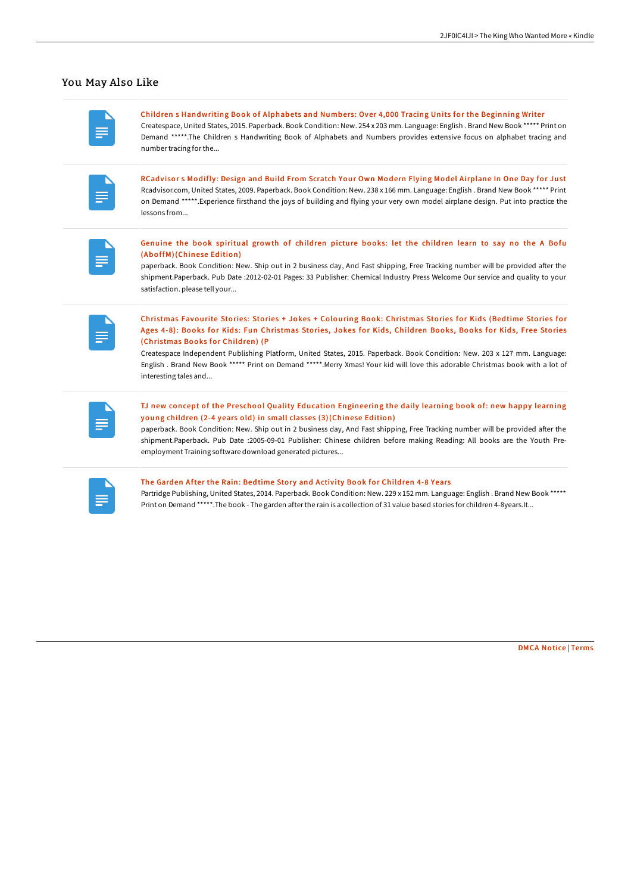## You May Also Like

**Children s Handwriting Book of Alphabets and Numbers: Over 4,000 Tracing Units for the Beginning Writer**

Createspace, United States, 2015. Paperback. Book Condition: New. 254 x 203 mm. Language: English . Brand New Book ***** Print on Demand *****.The Children s Handwriting Book of Alphabets and Numbers provides extensive focus on alphabet tracing and number tracing for the...

**RCadvisor s Modifly: Design and Build From Scratch Your Own Modern Flying Model Airplane In One Day for Just**

Rcadvisor.com, United States, 2009. Paperback. Book Condition: New. 238 x 166 mm. Language: English . Brand New Book ***** Print on Demand *****.Experience firsthand the joys of building and flying your very own model airplane design. Put into practice the lessons from...

**Genuine the book spiritual growth of children picture books: let the children learn to say no the A Bofu (AboffM)(Chinese Edition)**

paperback. Book Condition: New. Ship out in 2 business day, And Fast shipping, Free Tracking number will be provided after the shipment.Paperback. Pub Date :2012-02-01 Pages: 33 Publisher: Chemical Industry Press Welcome Our service and quality to your satisfaction. please tell your...

**Christmas Favourite Stories: Stories + Jokes + Colouring Book: Christmas Stories for Kids (Bedtime Stories for Ages 4-8): Books for Kids: Fun Christmas Stories, Jokes for Kids, Children Books, Books for Kids, Free Stories (Christmas Books for Children) (P**

Createspace Independent Publishing Platform, United States, 2015. Paperback. Book Condition: New. 203 x 127 mm. Language: English . Brand New Book ***** Print on Demand *****.Merry Xmas! Your kid will love this adorable Christmas book with a lot of interesting tales and...

**TJ new concept of the Preschool Quality Education Engineering the daily learning book of: new happy learning young children (2-4 years old) in small classes (3)(Chinese Edition)**

paperback. Book Condition: New. Ship out in 2 business day, And Fast shipping, Free Tracking number will be provided after the shipment.Paperback. Pub Date :2005-09-01 Publisher: Chinese children before making Reading: All books are the Youth Pre-employment Training software download generated pictures...

**The Garden After the Rain: Bedtime Story and Activity Book for Children 4-8 Years**

Partridge Publishing, United States, 2014. Paperback. Book Condition: New. 229 x 152 mm. Language: English . Brand New Book ***** Print on Demand *****.The book - The garden after the rain is a collection of 31 value based stories for children 4-8years.It...

DMCA Notice | Terms